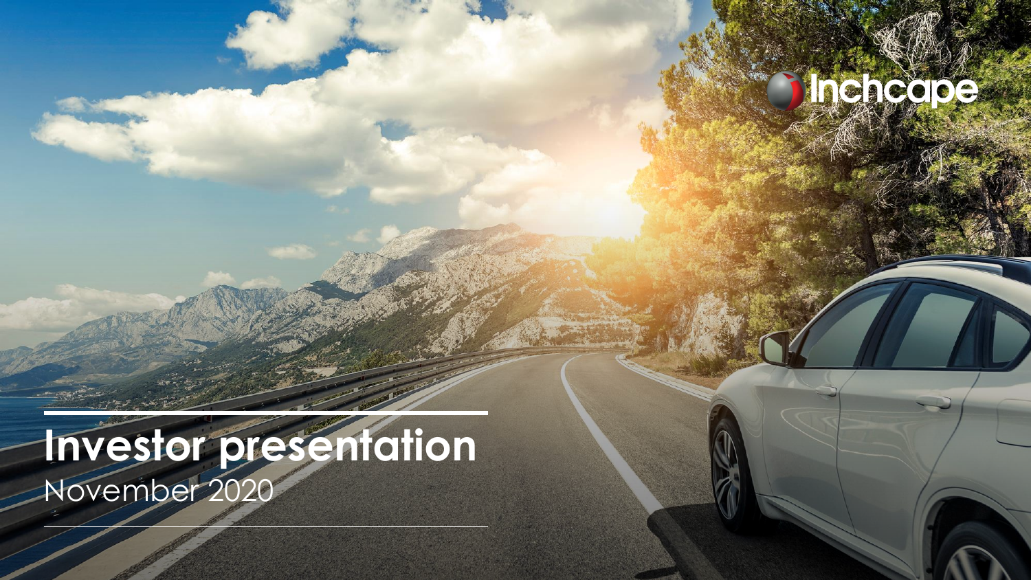Inchcape

# Investor presentation

November 2020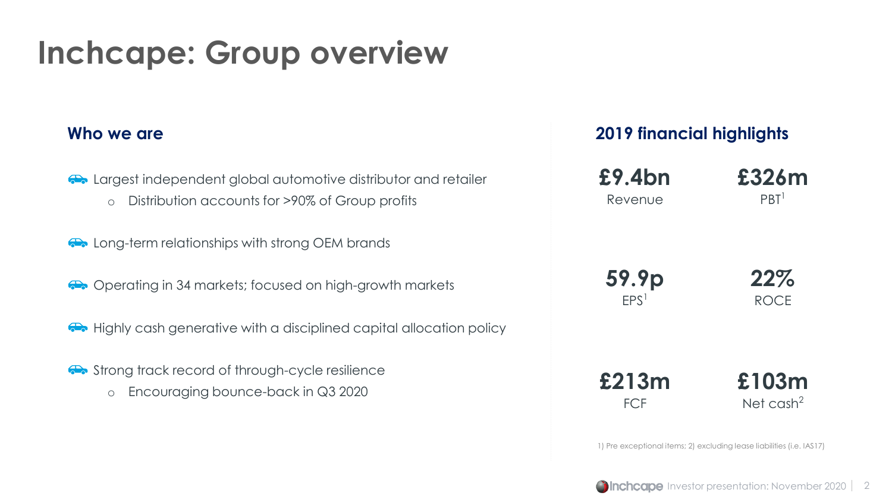# Inchcape: Group overview

## Who we are

- Largest independent global automotive distributor and retailer
  - Distribution accounts for >90% of Group profits
- Long-term relationships with strong OEM brands
- Operating in 34 markets; focused on high-growth markets
- Highly cash generative with a disciplined capital allocation policy
- Strong track record of through-cycle resilience
  - Encouraging bounce-back in Q3 2020

## 2019 financial highlights

| | |
|---|---|
| **£9.4bn** Revenue | **£326m** PBT[1] |
| **59.9p** EPS[1] | **22%** ROCE |
| **£213m** FCF | **£103m** Net cash[2] |

1) Pre exceptional items; 2) excluding lease liabilities (i.e. IAS17)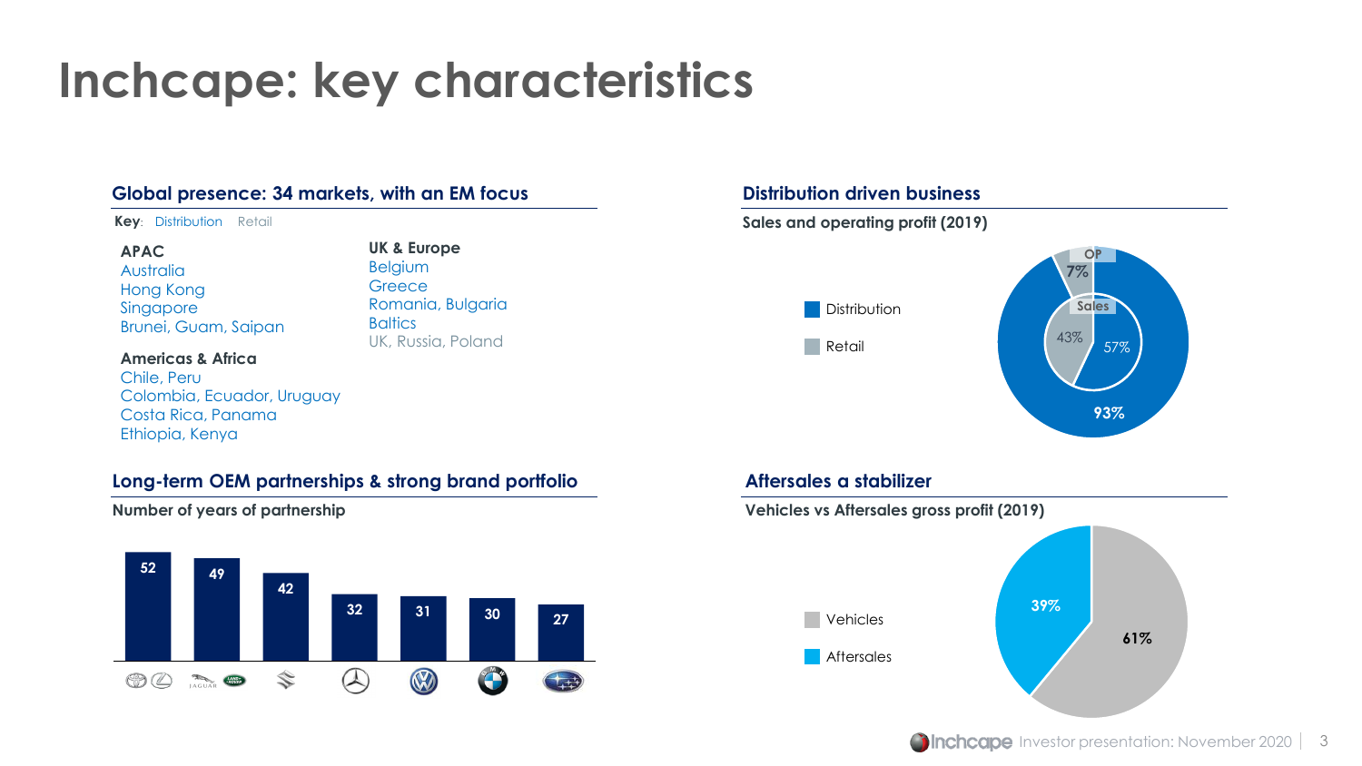# Inchcape: key characteristics

## Global presence: 34 markets, with an EM focus

**Key**: Distribution Retail

**APAC**
- Australia
- Hong Kong
- Singapore
- Brunei, Guam, Saipan

**Americas & Africa**
- Chile, Peru
- Colombia, Ecuador, Uruguay
- Costa Rica, Panama
- Ethiopia, Kenya

**UK & Europe**
- Belgium
- Greece
- Romania, Bulgaria
- Baltics
- UK, Russia, Poland

## Long-term OEM partnerships & strong brand portfolio

**Number of years of partnership**

| Brand | Years |
|---|---|
| Toyota / Lexus | 52 |
| Jaguar / Land Rover | 49 |
| Suzuki | 42 |
| Mercedes-Benz | 32 |
| Volkswagen | 31 |
| BMW | 30 |
| Subaru | 27 |

## Distribution driven business

**Sales and operating profit (2019)**

| | Sales | OP |
|---|---|---|
| Distribution | 57% | 93% |
| Retail | 43% | 7% |

## Aftersales a stabilizer

**Vehicles vs Aftersales gross profit (2019)**

| | Share |
|---|---|
| Vehicles | 61% |
| Aftersales | 39% |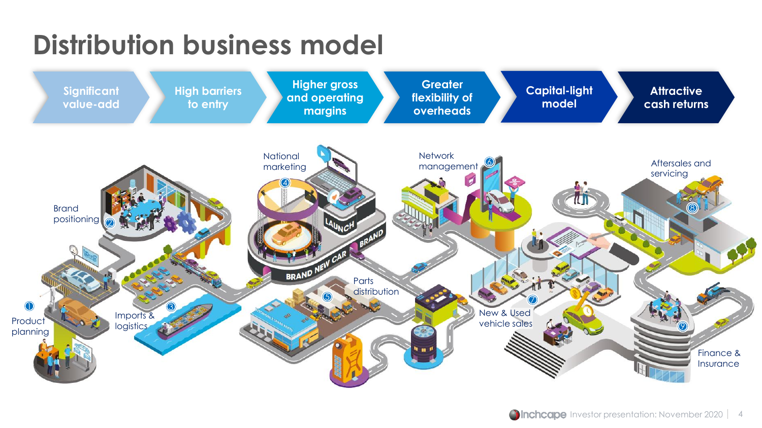# Distribution business model

Significant value-add → High barriers to entry → Higher gross and operating margins → Greater flexibility of overheads → Capital-light model → Attractive cash returns

1. Product planning
2. Brand positioning
3. Imports & logistics
4. National marketing
5. Parts distribution
6. Network management
7. New & Used vehicle sales
8. Aftersales and servicing
9. Finance & Insurance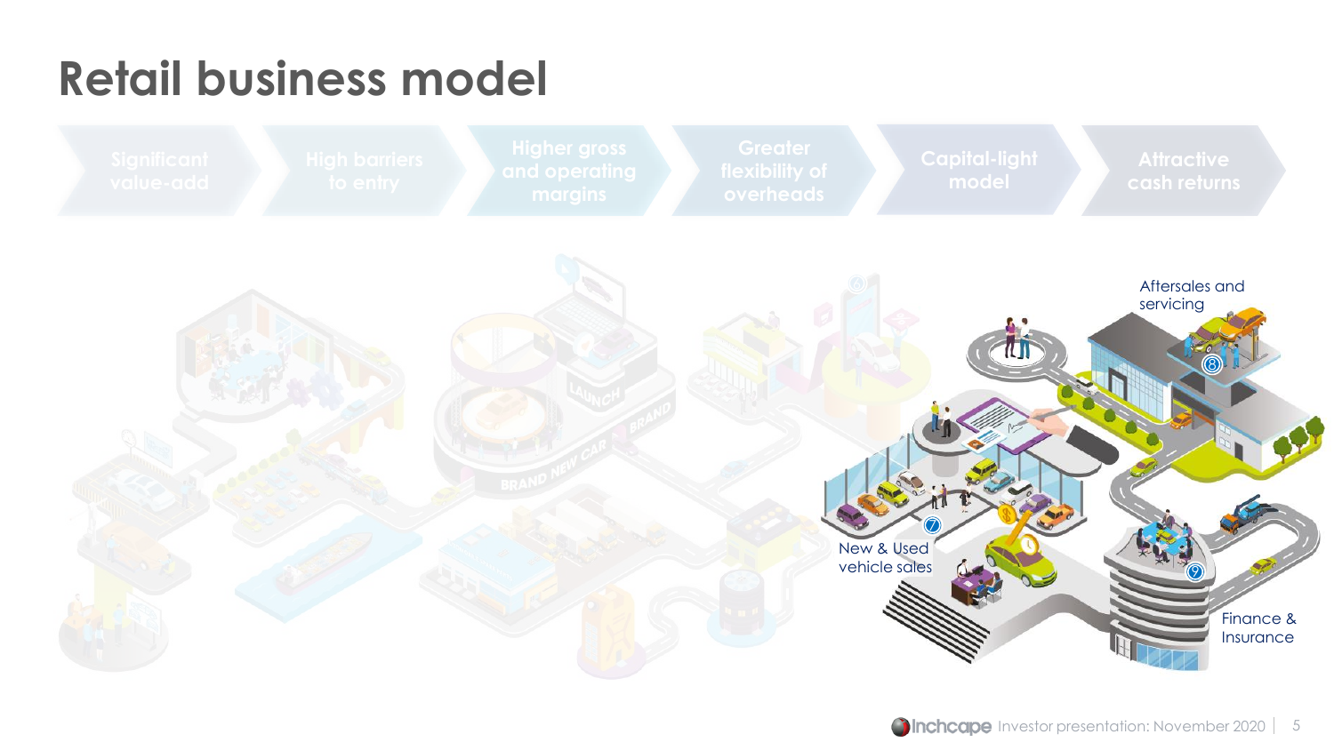# Retail business model

Significant value-add → High barriers to entry → Higher gross and operating margins → Greater flexibility of overheads → Capital-light model → Attractive cash returns

Aftersales and servicing

8

7

New & Used vehicle sales

9

Finance & Insurance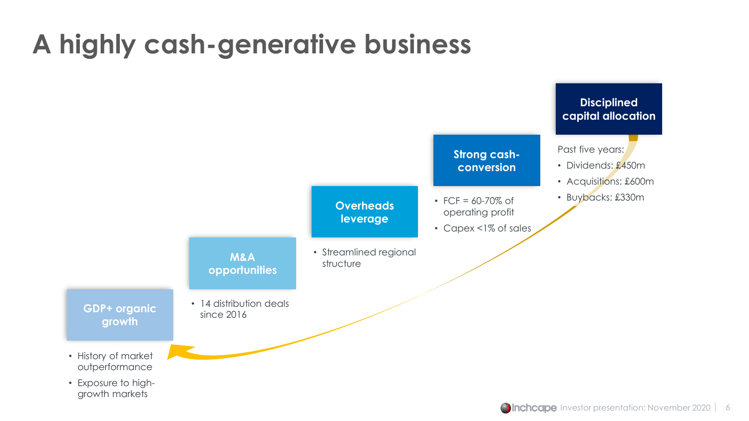# A highly cash-generative business

**GDP+ organic growth**

- History of market outperformance
- Exposure to high-growth markets

**M&A opportunities**

- 14 distribution deals since 2016

**Overheads leverage**

- Streamlined regional structure

**Strong cash-conversion**

- FCF = 60-70% of operating profit
- Capex <1% of sales

**Disciplined capital allocation**

Past five years:

- Dividends: £450m
- Acquisitions: £600m
- Buybacks: £330m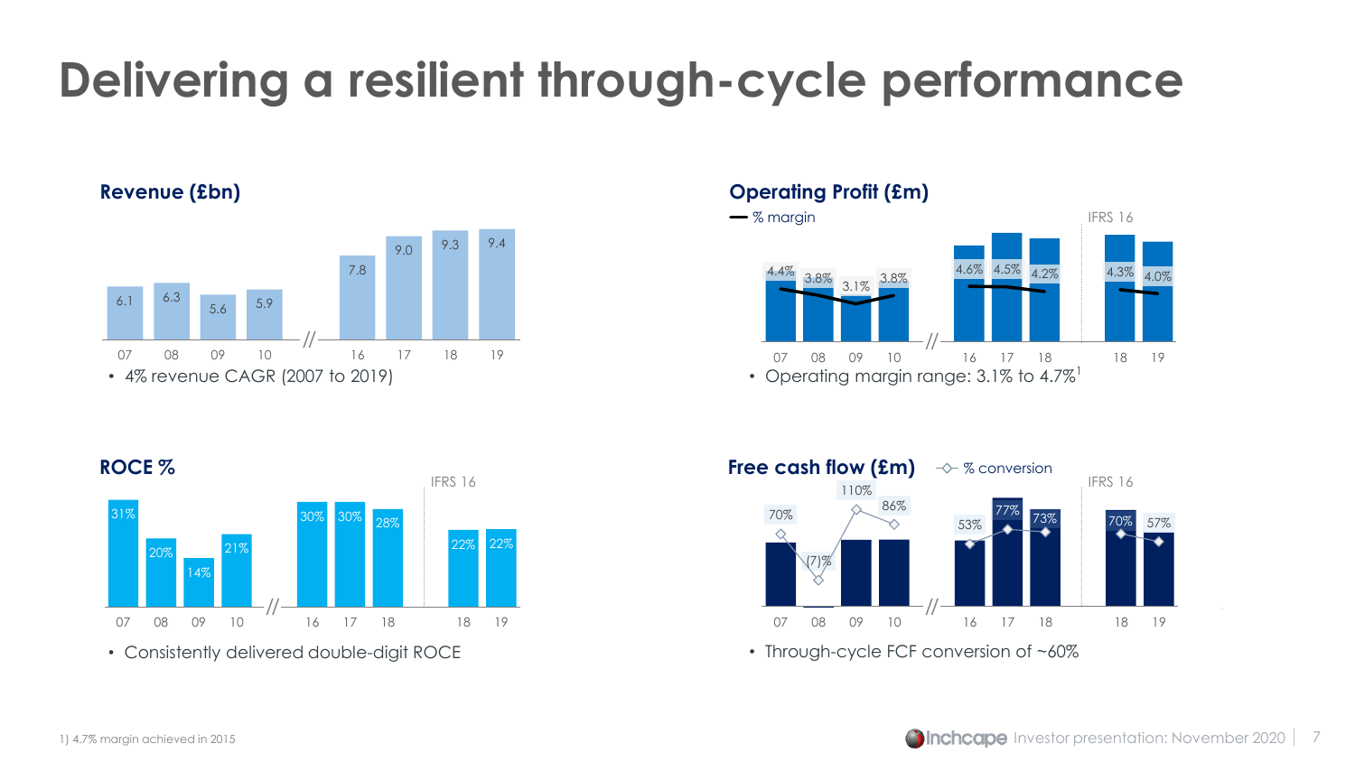# Delivering a resilient through-cycle performance

## Revenue (£bn)

| Year | 07 | 08 | 09 | 10 | 16 | 17 | 18 | 19 |
|---|---|---|---|---|---|---|---|---|
| Revenue (£bn) | 6.1 | 6.3 | 5.6 | 5.9 | 7.8 | 9.0 | 9.3 | 9.4 |

- 4% revenue CAGR (2007 to 2019)

## Operating Profit (£m)

— % margin

| Year | 07 | 08 | 09 | 10 | 16 | 17 | 18 | 18 (IFRS 16) | 19 (IFRS 16) |
|---|---|---|---|---|---|---|---|---|---|
| % margin | 4.4% | 3.8% | 3.1% | 3.8% | 4.6% | 4.5% | 4.2% | 4.3% | 4.0% |

- Operating margin range: 3.1% to 4.7%[1]

## ROCE %

| Year | 07 | 08 | 09 | 10 | 16 | 17 | 18 | 18 (IFRS 16) | 19 (IFRS 16) |
|---|---|---|---|---|---|---|---|---|---|
| ROCE % | 31% | 20% | 14% | 21% | 30% | 30% | 28% | 22% | 22% |

- Consistently delivered double-digit ROCE

## Free cash flow (£m)

◇ % conversion

| Year | 07 | 08 | 09 | 10 | 16 | 17 | 18 | 18 (IFRS 16) | 19 (IFRS 16) |
|---|---|---|---|---|---|---|---|---|---|
| % conversion | 70% | (7)% | 110% | 86% | 53% | 77% | 73% | 70% | 57% |

- Through-cycle FCF conversion of ~60%

1) 4.7% margin achieved in 2015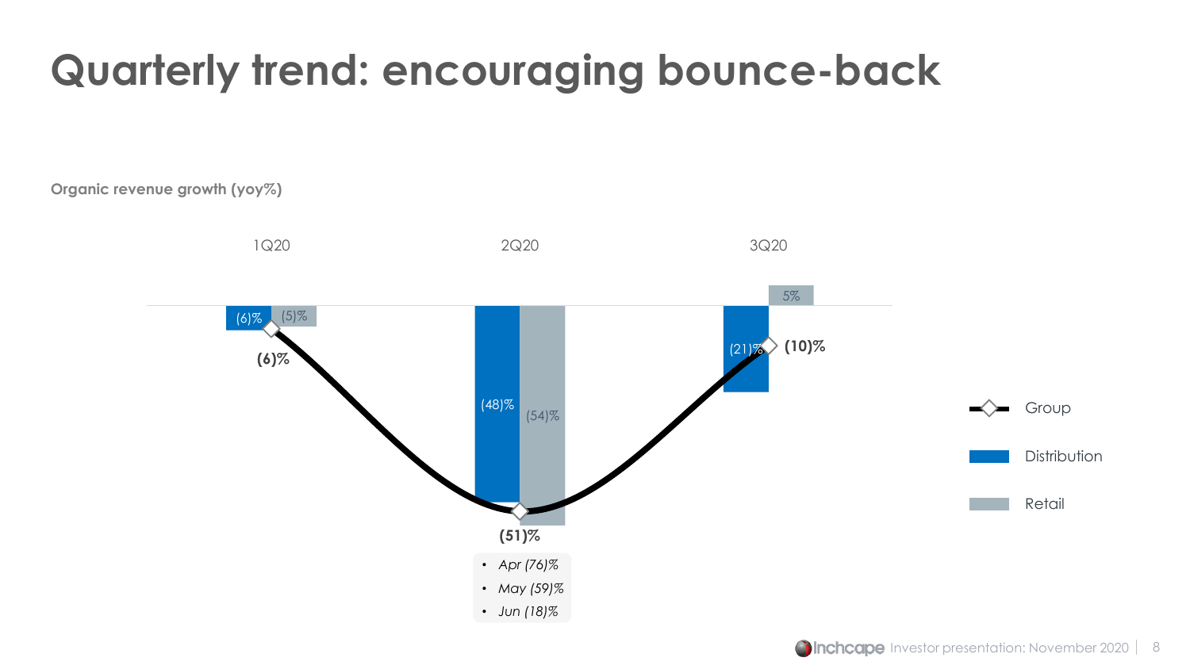# Quarterly trend: encouraging bounce-back

**Organic revenue growth (yoy%)**

| | 1Q20 | 2Q20 | 3Q20 |
|---|---|---|---|
| Distribution | (6)% | (48)% | (21)% |
| Retail | (5)% | (54)% | 5% |
| Group | (6)% | (51)% | (10)% |

2Q20 Group monthly breakdown:

- *Apr (76)%*
- *May (59)%*
- *Jun (18)%*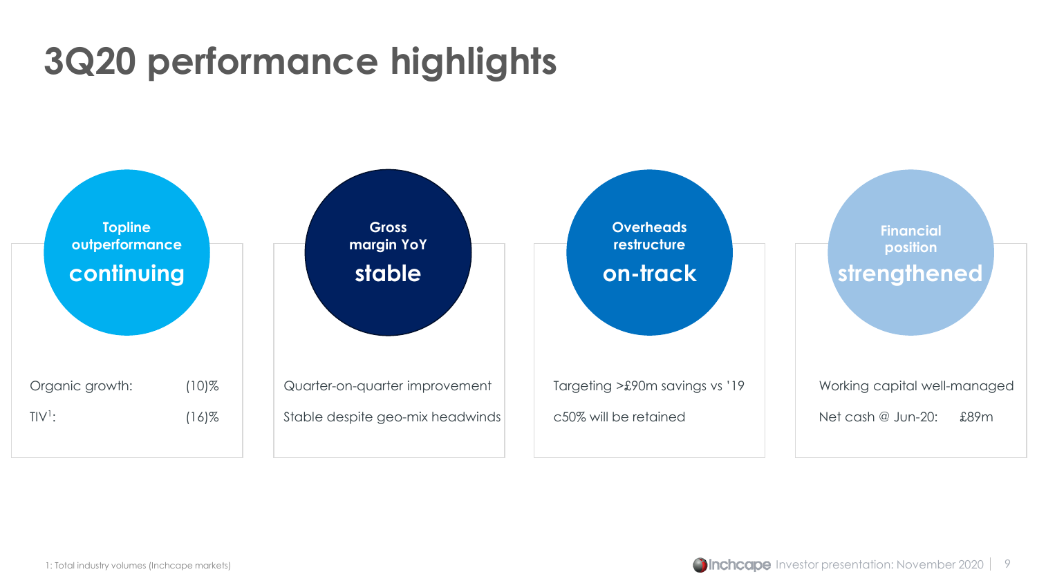# 3Q20 performance highlights

### Topline outperformance **continuing**

Organic growth: (10)%

TIV[1]: (16)%

### Gross margin YoY **stable**

Quarter-on-quarter improvement

Stable despite geo-mix headwinds

### Overheads restructure **on-track**

Targeting >£90m savings vs '19

c50% will be retained

### Financial position **strengthened**

Working capital well-managed

Net cash @ Jun-20: £89m

1: Total industry volumes (Inchcape markets)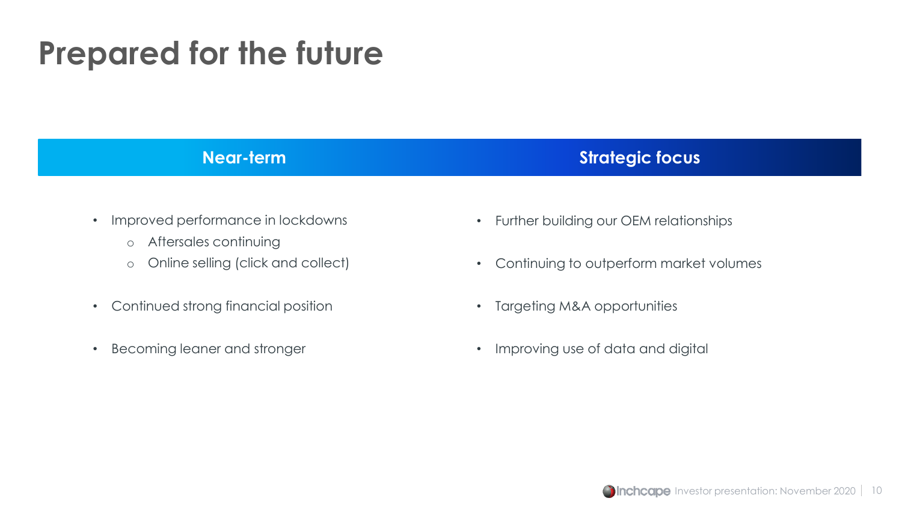# Prepared for the future

## Near-term

- Improved performance in lockdowns
  - Aftersales continuing
  - Online selling (click and collect)
- Continued strong financial position
- Becoming leaner and stronger

## Strategic focus

- Further building our OEM relationships
- Continuing to outperform market volumes
- Targeting M&A opportunities
- Improving use of data and digital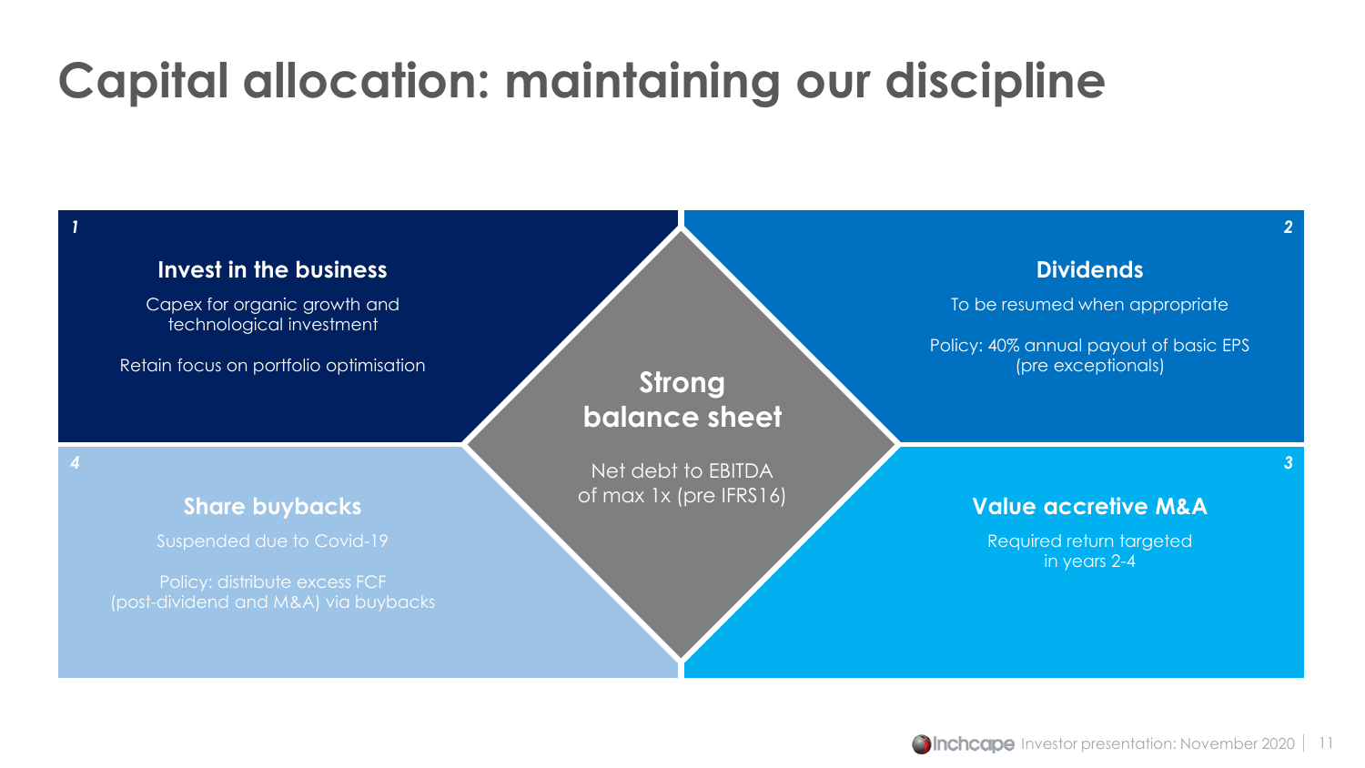# Capital allocation: maintaining our discipline

## Strong balance sheet

Net debt to EBITDA of max 1x (pre IFRS16)

### 1 Invest in the business

Capex for organic growth and technological investment

Retain focus on portfolio optimisation

### 2 Dividends

To be resumed when appropriate

Policy: 40% annual payout of basic EPS (pre exceptionals)

### 3 Value accretive M&A

Required return targeted in years 2-4

### 4 Share buybacks

Suspended due to Covid-19

Policy: distribute excess FCF (post-dividend and M&A) via buybacks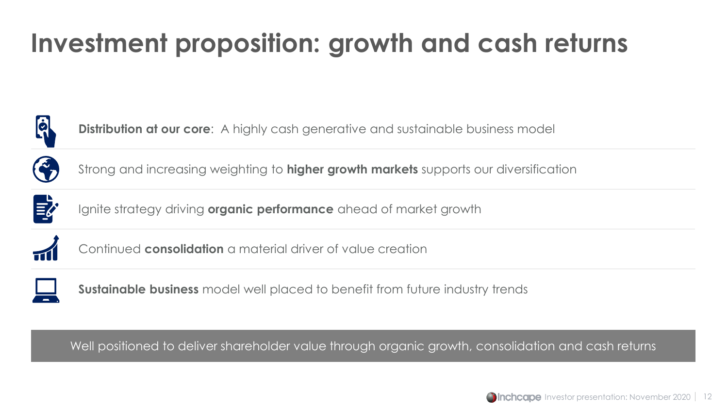# Investment proposition: growth and cash returns

- **Distribution at our core**: A highly cash generative and sustainable business model
- Strong and increasing weighting to **higher growth markets** supports our diversification
- Ignite strategy driving **organic performance** ahead of market growth
- Continued **consolidation** a material driver of value creation
- **Sustainable business** model well placed to benefit from future industry trends

Well positioned to deliver shareholder value through organic growth, consolidation and cash returns